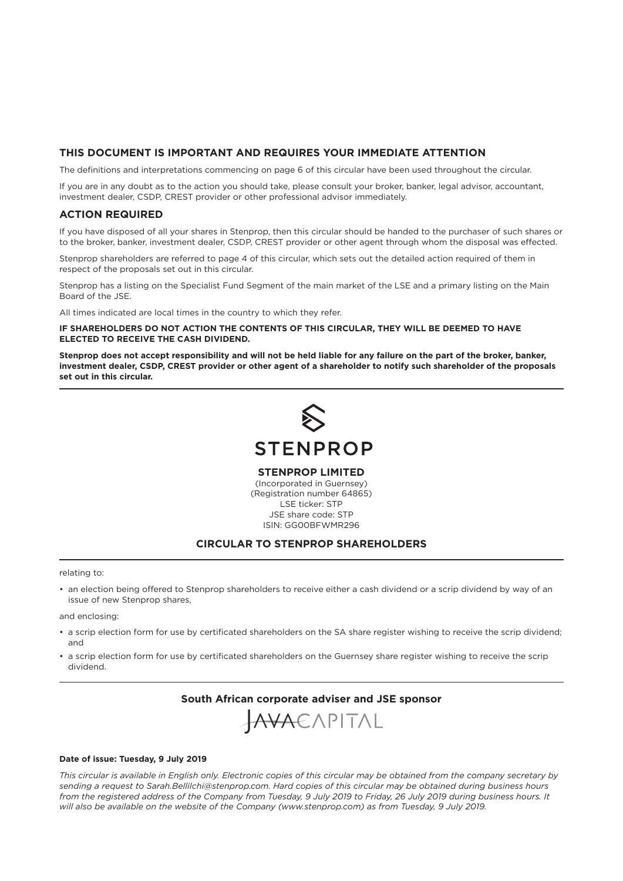## THIS DOCUMENT IS IMPORTANT AND REQUIRES YOUR IMMEDIATE ATTENTION

The definitions and interpretations commencing on page 6 of this circular have been used throughout the circular.

If you are in any doubt as to the action you should take, please consult your broker, banker, legal advisor, accountant, investment dealer, CSDP, CREST provider or other professional advisor immediately.

## ACTION REQUIRED

If you have disposed of all your shares in Stenprop, then this circular should be handed to the purchaser of such shares or to the broker, banker, investment dealer, CSDP, CREST provider or other agent through whom the disposal was effected.

Stenprop shareholders are referred to page 4 of this circular, which sets out the detailed action required of them in respect of the proposals set out in this circular.

Stenprop has a listing on the Specialist Fund Segment of the main market of the LSE and a primary listing on the Main Board of the JSE.

All times indicated are local times in the country to which they refer.

**IF SHAREHOLDERS DO NOT ACTION THE CONTENTS OF THIS CIRCULAR, THEY WILL BE DEEMED TO HAVE ELECTED TO RECEIVE THE CASH DIVIDEND.**

**Stenprop does not accept responsibility and will not be held liable for any failure on the part of the broker, banker, investment dealer, CSDP, CREST provider or other agent of a shareholder to notify such shareholder of the proposals set out in this circular.**

STENPROP

**STENPROP LIMITED**
(Incorporated in Guernsey)
(Registration number 64865)
LSE ticker: STP
JSE share code: STP
ISIN: GG00BFWMR296

## CIRCULAR TO STENPROP SHAREHOLDERS

relating to:

- an election being offered to Stenprop shareholders to receive either a cash dividend or a scrip dividend by way of an issue of new Stenprop shares,

and enclosing:

- a scrip election form for use by certificated shareholders on the SA share register wishing to receive the scrip dividend; and
- a scrip election form for use by certificated shareholders on the Guernsey share register wishing to receive the scrip dividend.

**South African corporate adviser and JSE sponsor**

JAVACAPITAL

**Date of issue: Tuesday, 9 July 2019**

*This circular is available in English only. Electronic copies of this circular may be obtained from the company secretary by sending a request to Sarah.Bellilchi@stenprop.com. Hard copies of this circular may be obtained during business hours from the registered address of the Company from Tuesday, 9 July 2019 to Friday, 26 July 2019 during business hours. It will also be available on the website of the Company (www.stenprop.com) as from Tuesday, 9 July 2019.*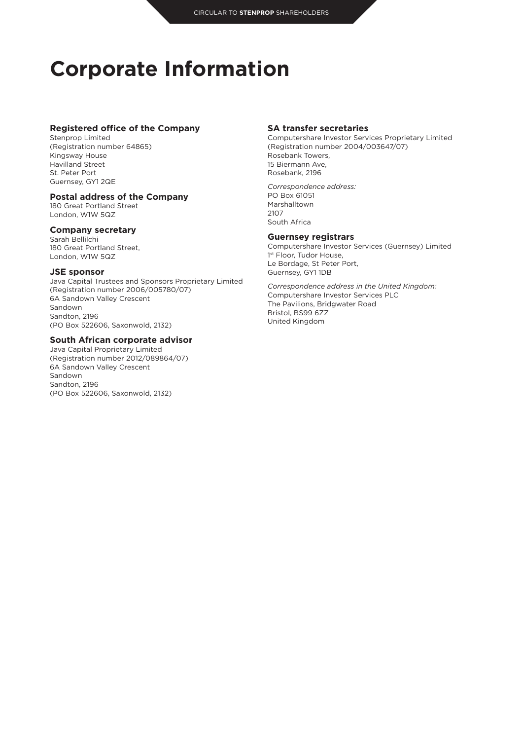# Corporate Information

### Registered office of the Company

Stenprop Limited
(Registration number 64865)
Kingsway House
Havilland Street
St. Peter Port
Guernsey, GY1 2QE

### Postal address of the Company

180 Great Portland Street
London, W1W 5QZ

### Company secretary

Sarah Bellilchi
180 Great Portland Street,
London, W1W 5QZ

### JSE sponsor

Java Capital Trustees and Sponsors Proprietary Limited
(Registration number 2006/005780/07)
6A Sandown Valley Crescent
Sandown
Sandton, 2196
(PO Box 522606, Saxonwold, 2132)

### South African corporate advisor

Java Capital Proprietary Limited
(Registration number 2012/089864/07)
6A Sandown Valley Crescent
Sandown
Sandton, 2196
(PO Box 522606, Saxonwold, 2132)

### SA transfer secretaries

Computershare Investor Services Proprietary Limited
(Registration number 2004/003647/07)
Rosebank Towers,
15 Biermann Ave,
Rosebank, 2196

*Correspondence address:*
PO Box 61051
Marshalltown
2107
South Africa

### Guernsey registrars

Computershare Investor Services (Guernsey) Limited
1st Floor, Tudor House,
Le Bordage, St Peter Port,
Guernsey, GY1 1DB

*Correspondence address in the United Kingdom:*
Computershare Investor Services PLC
The Pavilions, Bridgwater Road
Bristol, BS99 6ZZ
United Kingdom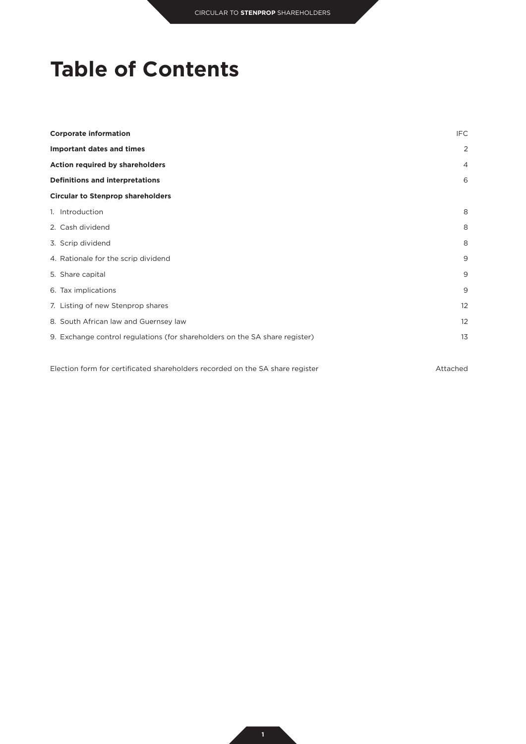# Table of Contents

| | |
|---|---|
| **Corporate information** | IFC |
| **Important dates and times** | 2 |
| **Action required by shareholders** | 4 |
| **Definitions and interpretations** | 6 |
| **Circular to Stenprop shareholders** | |
| 1. Introduction | 8 |
| 2. Cash dividend | 8 |
| 3. Scrip dividend | 8 |
| 4. Rationale for the scrip dividend | 9 |
| 5. Share capital | 9 |
| 6. Tax implications | 9 |
| 7. Listing of new Stenprop shares | 12 |
| 8. South African law and Guernsey law | 12 |
| 9. Exchange control regulations (for shareholders on the SA share register) | 13 |
| | |
| Election form for certificated shareholders recorded on the SA share register | Attached |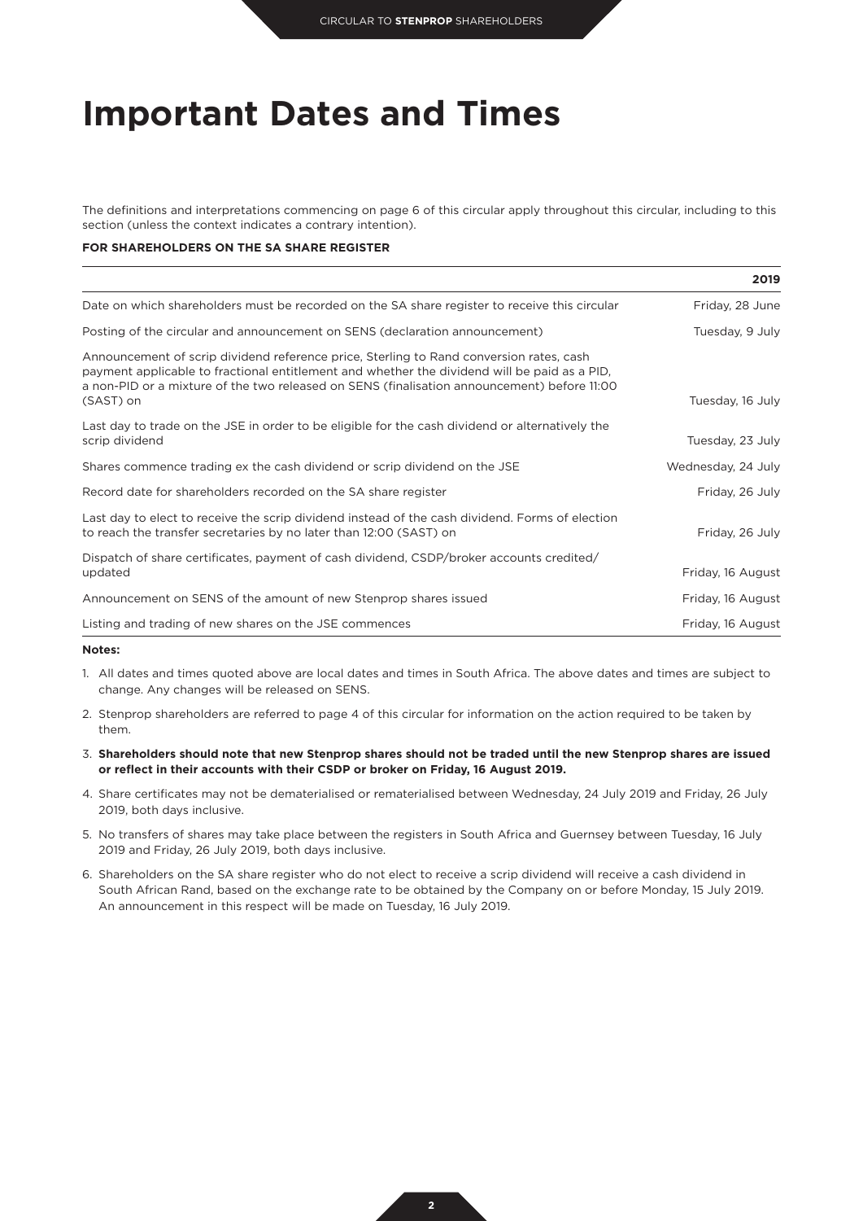# Important Dates and Times

The definitions and interpretations commencing on page 6 of this circular apply throughout this circular, including to this section (unless the context indicates a contrary intention).

**FOR SHAREHOLDERS ON THE SA SHARE REGISTER**

| | **2019** |
|---|---|
| Date on which shareholders must be recorded on the SA share register to receive this circular | Friday, 28 June |
| Posting of the circular and announcement on SENS (declaration announcement) | Tuesday, 9 July |
| Announcement of scrip dividend reference price, Sterling to Rand conversion rates, cash payment applicable to fractional entitlement and whether the dividend will be paid as a PID, a non-PID or a mixture of the two released on SENS (finalisation announcement) before 11:00 (SAST) on | Tuesday, 16 July |
| Last day to trade on the JSE in order to be eligible for the cash dividend or alternatively the scrip dividend | Tuesday, 23 July |
| Shares commence trading ex the cash dividend or scrip dividend on the JSE | Wednesday, 24 July |
| Record date for shareholders recorded on the SA share register | Friday, 26 July |
| Last day to elect to receive the scrip dividend instead of the cash dividend. Forms of election to reach the transfer secretaries by no later than 12:00 (SAST) on | Friday, 26 July |
| Dispatch of share certificates, payment of cash dividend, CSDP/broker accounts credited/updated | Friday, 16 August |
| Announcement on SENS of the amount of new Stenprop shares issued | Friday, 16 August |
| Listing and trading of new shares on the JSE commences | Friday, 16 August |

**Notes:**

1. All dates and times quoted above are local dates and times in South Africa. The above dates and times are subject to change. Any changes will be released on SENS.
2. Stenprop shareholders are referred to page 4 of this circular for information on the action required to be taken by them.
3. **Shareholders should note that new Stenprop shares should not be traded until the new Stenprop shares are issued or reflect in their accounts with their CSDP or broker on Friday, 16 August 2019.**
4. Share certificates may not be dematerialised or rematerialised between Wednesday, 24 July 2019 and Friday, 26 July 2019, both days inclusive.
5. No transfers of shares may take place between the registers in South Africa and Guernsey between Tuesday, 16 July 2019 and Friday, 26 July 2019, both days inclusive.
6. Shareholders on the SA share register who do not elect to receive a scrip dividend will receive a cash dividend in South African Rand, based on the exchange rate to be obtained by the Company on or before Monday, 15 July 2019. An announcement in this respect will be made on Tuesday, 16 July 2019.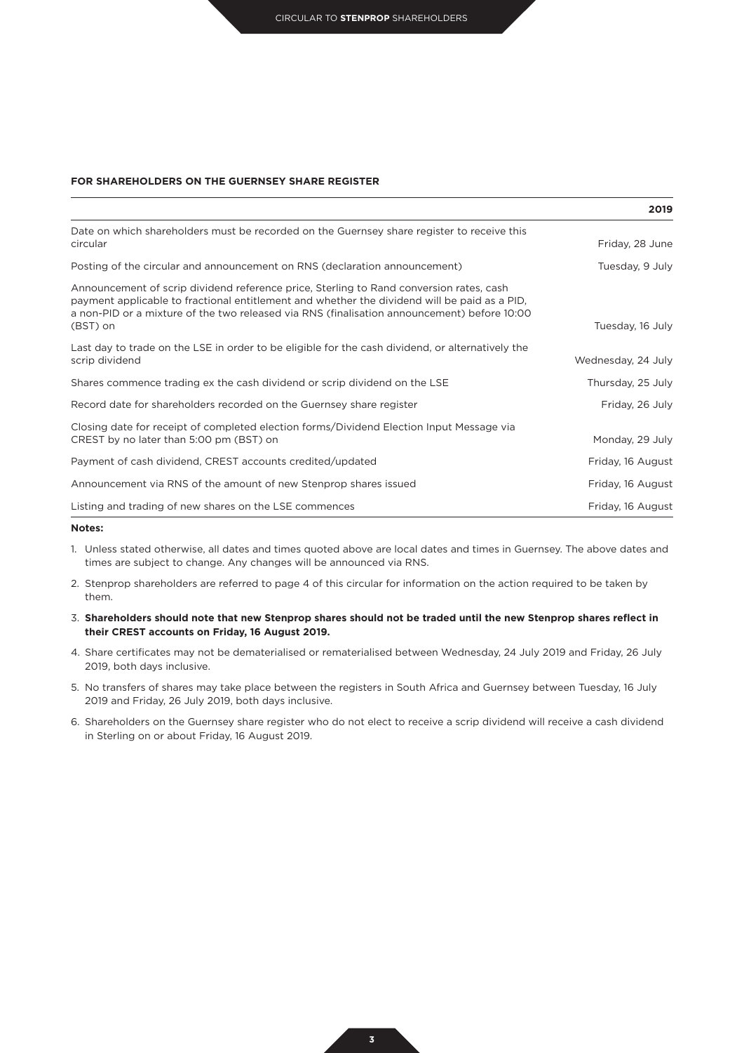**FOR SHAREHOLDERS ON THE GUERNSEY SHARE REGISTER**

| | **2019** |
|---|---|
| Date on which shareholders must be recorded on the Guernsey share register to receive this circular | Friday, 28 June |
| Posting of the circular and announcement on RNS (declaration announcement) | Tuesday, 9 July |
| Announcement of scrip dividend reference price, Sterling to Rand conversion rates, cash payment applicable to fractional entitlement and whether the dividend will be paid as a PID, a non-PID or a mixture of the two released via RNS (finalisation announcement) before 10:00 (BST) on | Tuesday, 16 July |
| Last day to trade on the LSE in order to be eligible for the cash dividend, or alternatively the scrip dividend | Wednesday, 24 July |
| Shares commence trading ex the cash dividend or scrip dividend on the LSE | Thursday, 25 July |
| Record date for shareholders recorded on the Guernsey share register | Friday, 26 July |
| Closing date for receipt of completed election forms/Dividend Election Input Message via CREST by no later than 5:00 pm (BST) on | Monday, 29 July |
| Payment of cash dividend, CREST accounts credited/updated | Friday, 16 August |
| Announcement via RNS of the amount of new Stenprop shares issued | Friday, 16 August |
| Listing and trading of new shares on the LSE commences | Friday, 16 August |

**Notes:**

1. Unless stated otherwise, all dates and times quoted above are local dates and times in Guernsey. The above dates and times are subject to change. Any changes will be announced via RNS.
2. Stenprop shareholders are referred to page 4 of this circular for information on the action required to be taken by them.
3. **Shareholders should note that new Stenprop shares should not be traded until the new Stenprop shares reflect in their CREST accounts on Friday, 16 August 2019.**
4. Share certificates may not be dematerialised or rematerialised between Wednesday, 24 July 2019 and Friday, 26 July 2019, both days inclusive.
5. No transfers of shares may take place between the registers in South Africa and Guernsey between Tuesday, 16 July 2019 and Friday, 26 July 2019, both days inclusive.
6. Shareholders on the Guernsey share register who do not elect to receive a scrip dividend will receive a cash dividend in Sterling on or about Friday, 16 August 2019.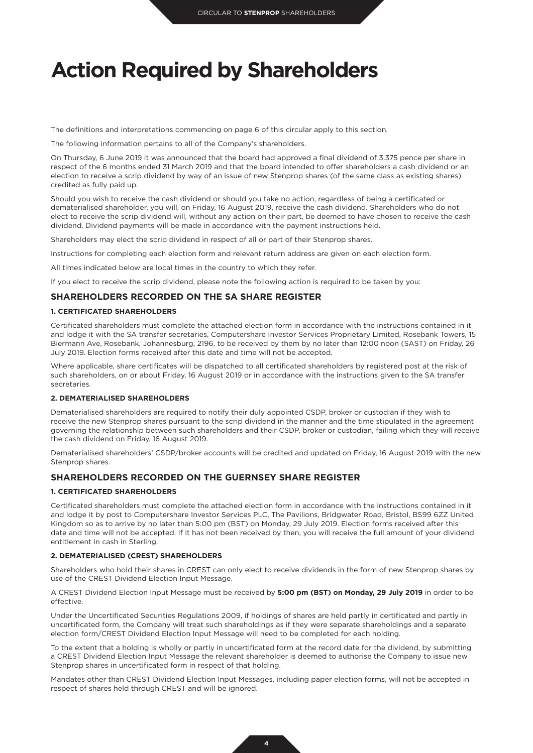# Action Required by Shareholders

The definitions and interpretations commencing on page 6 of this circular apply to this section.

The following information pertains to all of the Company's shareholders.

On Thursday, 6 June 2019 it was announced that the board had approved a final dividend of 3.375 pence per share in respect of the 6 months ended 31 March 2019 and that the board intended to offer shareholders a cash dividend or an election to receive a scrip dividend by way of an issue of new Stenprop shares (of the same class as existing shares) credited as fully paid up.

Should you wish to receive the cash dividend or should you take no action, regardless of being a certificated or dematerialised shareholder, you will, on Friday, 16 August 2019, receive the cash dividend. Shareholders who do not elect to receive the scrip dividend will, without any action on their part, be deemed to have chosen to receive the cash dividend. Dividend payments will be made in accordance with the payment instructions held.

Shareholders may elect the scrip dividend in respect of all or part of their Stenprop shares.

Instructions for completing each election form and relevant return address are given on each election form.

All times indicated below are local times in the country to which they refer.

If you elect to receive the scrip dividend, please note the following action is required to be taken by you:

## SHAREHOLDERS RECORDED ON THE SA SHARE REGISTER

### 1. CERTIFICATED SHAREHOLDERS

Certificated shareholders must complete the attached election form in accordance with the instructions contained in it and lodge it with the SA transfer secretaries, Computershare Investor Services Proprietary Limited, Rosebank Towers, 15 Biermann Ave, Rosebank, Johannesburg, 2196, to be received by them by no later than 12:00 noon (SAST) on Friday, 26 July 2019. Election forms received after this date and time will not be accepted.

Where applicable, share certificates will be dispatched to all certificated shareholders by registered post at the risk of such shareholders, on or about Friday, 16 August 2019 or in accordance with the instructions given to the SA transfer secretaries.

### 2. DEMATERIALISED SHAREHOLDERS

Dematerialised shareholders are required to notify their duly appointed CSDP, broker or custodian if they wish to receive the new Stenprop shares pursuant to the scrip dividend in the manner and the time stipulated in the agreement governing the relationship between such shareholders and their CSDP, broker or custodian, failing which they will receive the cash dividend on Friday, 16 August 2019.

Dematerialised shareholders' CSDP/broker accounts will be credited and updated on Friday, 16 August 2019 with the new Stenprop shares.

## SHAREHOLDERS RECORDED ON THE GUERNSEY SHARE REGISTER

### 1. CERTIFICATED SHAREHOLDERS

Certificated shareholders must complete the attached election form in accordance with the instructions contained in it and lodge it by post to Computershare Investor Services PLC, The Pavilions, Bridgwater Road, Bristol, BS99 6ZZ United Kingdom so as to arrive by no later than 5:00 pm (BST) on Monday, 29 July 2019. Election forms received after this date and time will not be accepted. If it has not been received by then, you will receive the full amount of your dividend entitlement in cash in Sterling.

### 2. DEMATERIALISED (CREST) SHAREHOLDERS

Shareholders who hold their shares in CREST can only elect to receive dividends in the form of new Stenprop shares by use of the CREST Dividend Election Input Message.

A CREST Dividend Election Input Message must be received by **5:00 pm (BST) on Monday, 29 July 2019** in order to be effective.

Under the Uncertificated Securities Regulations 2009, if holdings of shares are held partly in certificated and partly in uncertificated form, the Company will treat such shareholdings as if they were separate shareholdings and a separate election form/CREST Dividend Election Input Message will need to be completed for each holding.

To the extent that a holding is wholly or partly in uncertificated form at the record date for the dividend, by submitting a CREST Dividend Election Input Message the relevant shareholder is deemed to authorise the Company to issue new Stenprop shares in uncertificated form in respect of that holding.

Mandates other than CREST Dividend Election Input Messages, including paper election forms, will not be accepted in respect of shares held through CREST and will be ignored.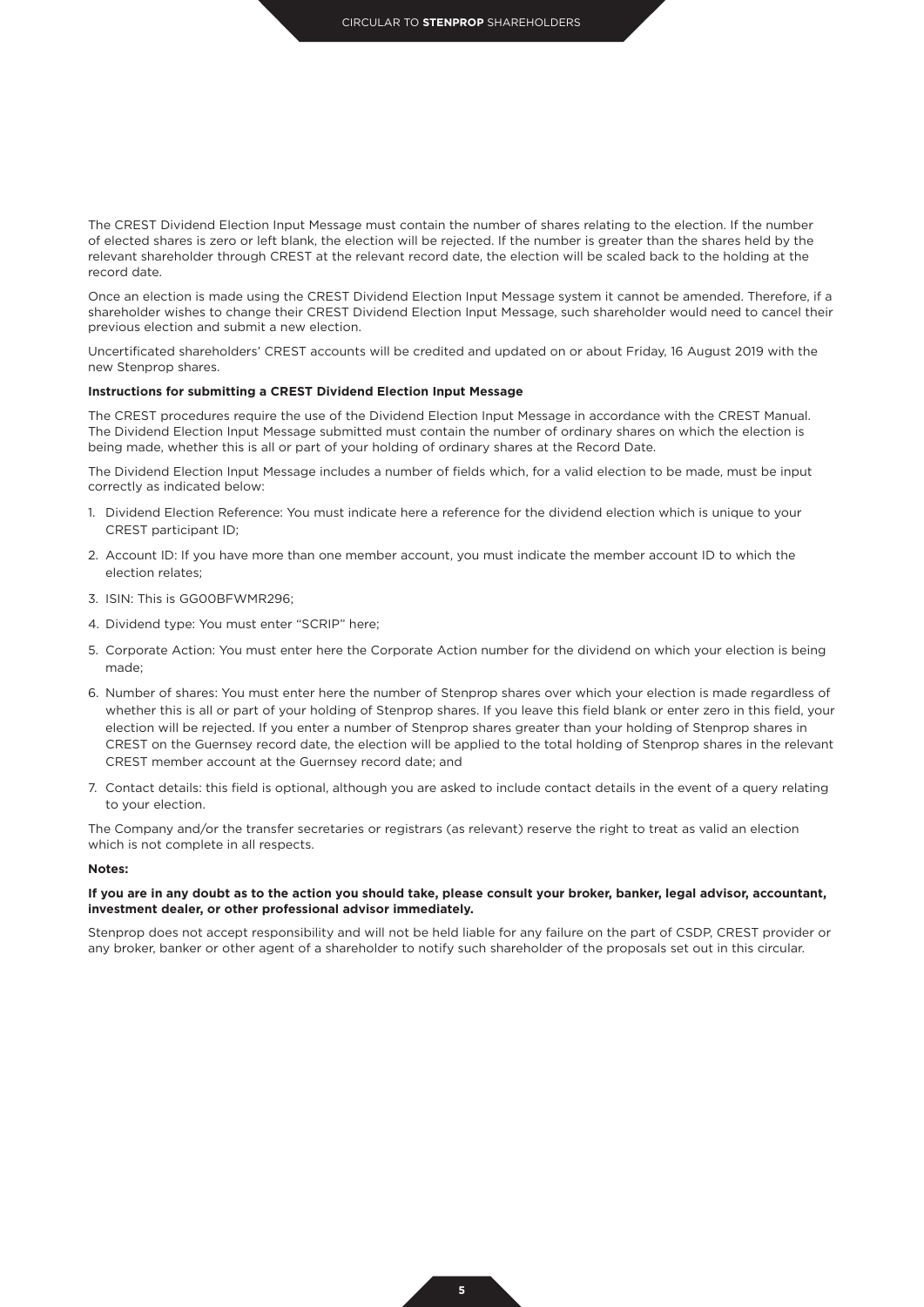The CREST Dividend Election Input Message must contain the number of shares relating to the election. If the number of elected shares is zero or left blank, the election will be rejected. If the number is greater than the shares held by the relevant shareholder through CREST at the relevant record date, the election will be scaled back to the holding at the record date.

Once an election is made using the CREST Dividend Election Input Message system it cannot be amended. Therefore, if a shareholder wishes to change their CREST Dividend Election Input Message, such shareholder would need to cancel their previous election and submit a new election.

Uncertificated shareholders' CREST accounts will be credited and updated on or about Friday, 16 August 2019 with the new Stenprop shares.

**Instructions for submitting a CREST Dividend Election Input Message**

The CREST procedures require the use of the Dividend Election Input Message in accordance with the CREST Manual. The Dividend Election Input Message submitted must contain the number of ordinary shares on which the election is being made, whether this is all or part of your holding of ordinary shares at the Record Date.

The Dividend Election Input Message includes a number of fields which, for a valid election to be made, must be input correctly as indicated below:

1. Dividend Election Reference: You must indicate here a reference for the dividend election which is unique to your CREST participant ID;
2. Account ID: If you have more than one member account, you must indicate the member account ID to which the election relates;
3. ISIN: This is GG00BFWMR296;
4. Dividend type: You must enter "SCRIP" here;
5. Corporate Action: You must enter here the Corporate Action number for the dividend on which your election is being made;
6. Number of shares: You must enter here the number of Stenprop shares over which your election is made regardless of whether this is all or part of your holding of Stenprop shares. If you leave this field blank or enter zero in this field, your election will be rejected. If you enter a number of Stenprop shares greater than your holding of Stenprop shares in CREST on the Guernsey record date, the election will be applied to the total holding of Stenprop shares in the relevant CREST member account at the Guernsey record date; and
7. Contact details: this field is optional, although you are asked to include contact details in the event of a query relating to your election.

The Company and/or the transfer secretaries or registrars (as relevant) reserve the right to treat as valid an election which is not complete in all respects.

**Notes:**

**If you are in any doubt as to the action you should take, please consult your broker, banker, legal advisor, accountant, investment dealer, or other professional advisor immediately.**

Stenprop does not accept responsibility and will not be held liable for any failure on the part of CSDP, CREST provider or any broker, banker or other agent of a shareholder to notify such shareholder of the proposals set out in this circular.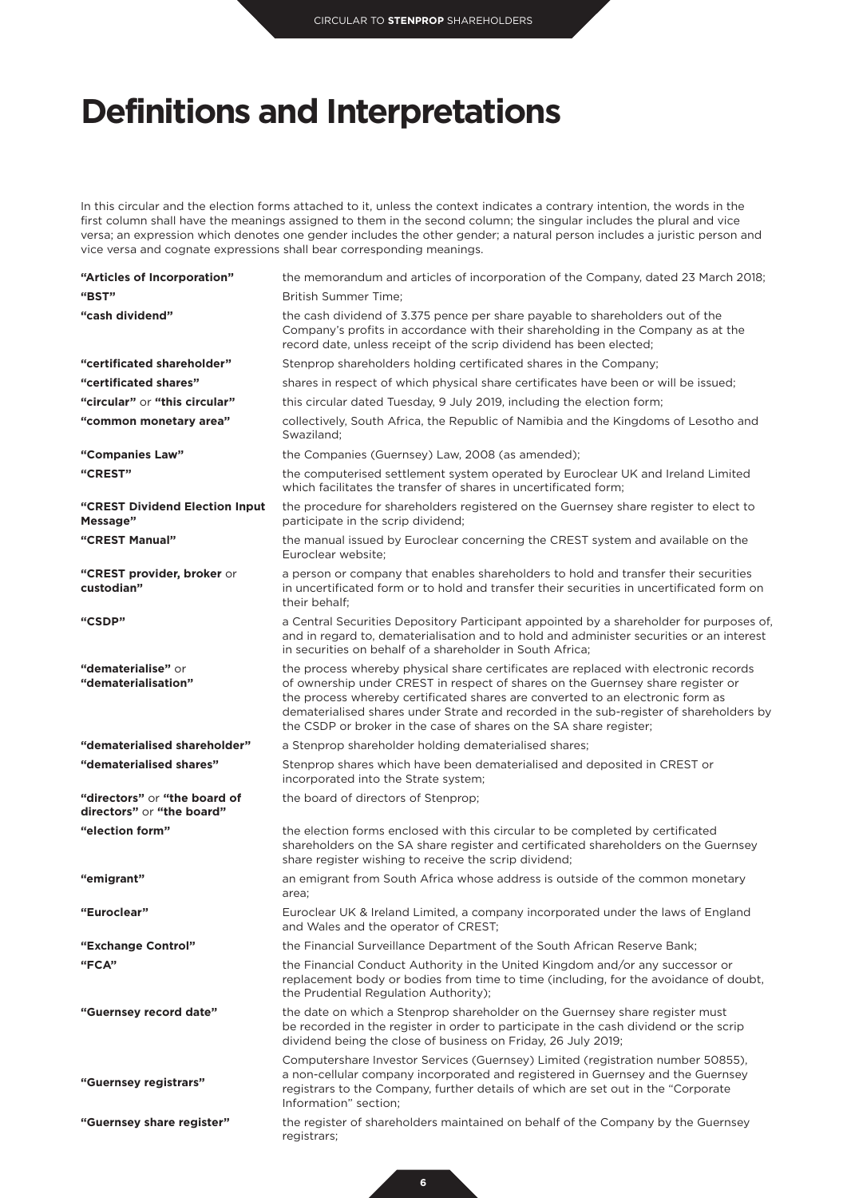# Definitions and Interpretations

In this circular and the election forms attached to it, unless the context indicates a contrary intention, the words in the first column shall have the meanings assigned to them in the second column; the singular includes the plural and vice versa; an expression which denotes one gender includes the other gender; a natural person includes a juristic person and vice versa and cognate expressions shall bear corresponding meanings.

| | |
|---|---|
| **"Articles of Incorporation"** | the memorandum and articles of incorporation of the Company, dated 23 March 2018; |
| **"BST"** | British Summer Time; |
| **"cash dividend"** | the cash dividend of 3.375 pence per share payable to shareholders out of the Company's profits in accordance with their shareholding in the Company as at the record date, unless receipt of the scrip dividend has been elected; |
| **"certificated shareholder"** | Stenprop shareholders holding certificated shares in the Company; |
| **"certificated shares"** | shares in respect of which physical share certificates have been or will be issued; |
| **"circular"** or **"this circular"** | this circular dated Tuesday, 9 July 2019, including the election form; |
| **"common monetary area"** | collectively, South Africa, the Republic of Namibia and the Kingdoms of Lesotho and Swaziland; |
| **"Companies Law"** | the Companies (Guernsey) Law, 2008 (as amended); |
| **"CREST"** | the computerised settlement system operated by Euroclear UK and Ireland Limited which facilitates the transfer of shares in uncertificated form; |
| **"CREST Dividend Election Input Message"** | the procedure for shareholders registered on the Guernsey share register to elect to participate in the scrip dividend; |
| **"CREST Manual"** | the manual issued by Euroclear concerning the CREST system and available on the Euroclear website; |
| **"CREST provider, broker** or **custodian"** | a person or company that enables shareholders to hold and transfer their securities in uncertificated form or to hold and transfer their securities in uncertificated form on their behalf; |
| **"CSDP"** | a Central Securities Depository Participant appointed by a shareholder for purposes of, and in regard to, dematerialisation and to hold and administer securities or an interest in securities on behalf of a shareholder in South Africa; |
| **"dematerialise"** or **"dematerialisation"** | the process whereby physical share certificates are replaced with electronic records of ownership under CREST in respect of shares on the Guernsey share register or the process whereby certificated shares are converted to an electronic form as dematerialised shares under Strate and recorded in the sub-register of shareholders by the CSDP or broker in the case of shares on the SA share register; |
| **"dematerialised shareholder"** | a Stenprop shareholder holding dematerialised shares; |
| **"dematerialised shares"** | Stenprop shares which have been dematerialised and deposited in CREST or incorporated into the Strate system; |
| **"directors"** or **"the board of directors"** or **"the board"** | the board of directors of Stenprop; |
| **"election form"** | the election forms enclosed with this circular to be completed by certificated shareholders on the SA share register and certificated shareholders on the Guernsey share register wishing to receive the scrip dividend; |
| **"emigrant"** | an emigrant from South Africa whose address is outside of the common monetary area; |
| **"Euroclear"** | Euroclear UK & Ireland Limited, a company incorporated under the laws of England and Wales and the operator of CREST; |
| **"Exchange Control"** | the Financial Surveillance Department of the South African Reserve Bank; |
| **"FCA"** | the Financial Conduct Authority in the United Kingdom and/or any successor or replacement body or bodies from time to time (including, for the avoidance of doubt, the Prudential Regulation Authority); |
| **"Guernsey record date"** | the date on which a Stenprop shareholder on the Guernsey share register must be recorded in the register in order to participate in the cash dividend or the scrip dividend being the close of business on Friday, 26 July 2019; |
| **"Guernsey registrars"** | Computershare Investor Services (Guernsey) Limited (registration number 50855), a non-cellular company incorporated and registered in Guernsey and the Guernsey registrars to the Company, further details of which are set out in the "Corporate Information" section; |
| **"Guernsey share register"** | the register of shareholders maintained on behalf of the Company by the Guernsey registrars; |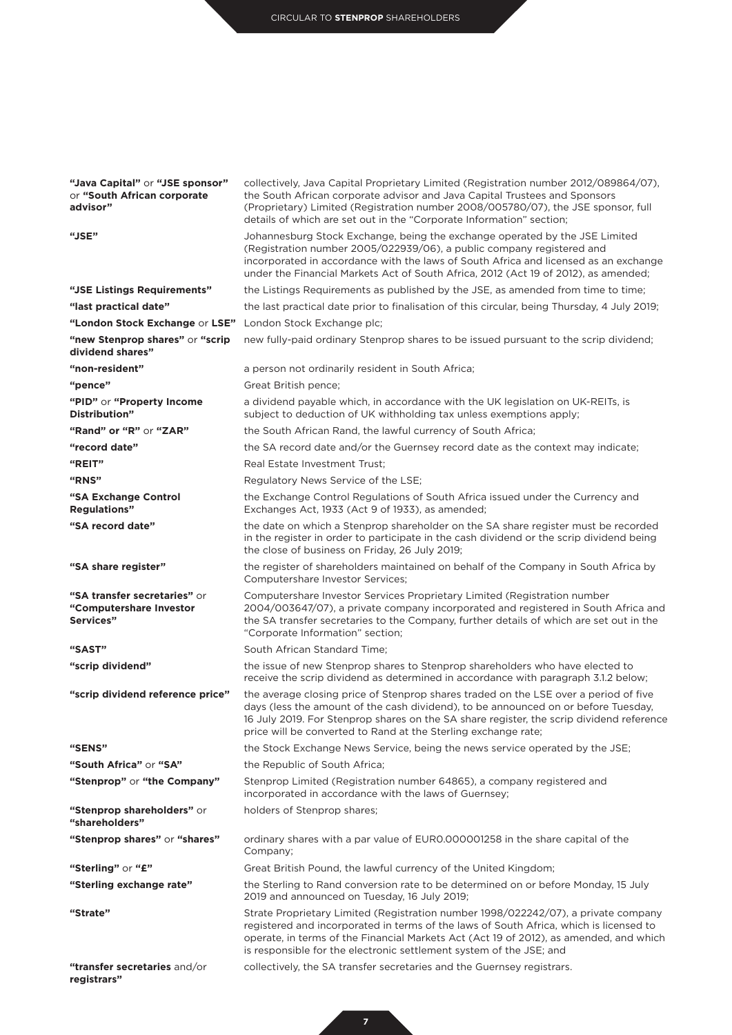| | |
|---|---|
| **"Java Capital"** or **"JSE sponsor"** or **"South African corporate advisor"** | collectively, Java Capital Proprietary Limited (Registration number 2012/089864/07), the South African corporate advisor and Java Capital Trustees and Sponsors (Proprietary) Limited (Registration number 2008/005780/07), the JSE sponsor, full details of which are set out in the "Corporate Information" section; |
| **"JSE"** | Johannesburg Stock Exchange, being the exchange operated by the JSE Limited (Registration number 2005/022939/06), a public company registered and incorporated in accordance with the laws of South Africa and licensed as an exchange under the Financial Markets Act of South Africa, 2012 (Act 19 of 2012), as amended; |
| **"JSE Listings Requirements"** | the Listings Requirements as published by the JSE, as amended from time to time; |
| **"last practical date"** | the last practical date prior to finalisation of this circular, being Thursday, 4 July 2019; |
| **"London Stock Exchange** or **LSE"** | London Stock Exchange plc; |
| **"new Stenprop shares"** or **"scrip dividend shares"** | new fully-paid ordinary Stenprop shares to be issued pursuant to the scrip dividend; |
| **"non-resident"** | a person not ordinarily resident in South Africa; |
| **"pence"** | Great British pence; |
| **"PID"** or **"Property Income Distribution"** | a dividend payable which, in accordance with the UK legislation on UK-REITs, is subject to deduction of UK withholding tax unless exemptions apply; |
| **"Rand" or "R"** or **"ZAR"** | the South African Rand, the lawful currency of South Africa; |
| **"record date"** | the SA record date and/or the Guernsey record date as the context may indicate; |
| **"REIT"** | Real Estate Investment Trust; |
| **"RNS"** | Regulatory News Service of the LSE; |
| **"SA Exchange Control Regulations"** | the Exchange Control Regulations of South Africa issued under the Currency and Exchanges Act, 1933 (Act 9 of 1933), as amended; |
| **"SA record date"** | the date on which a Stenprop shareholder on the SA share register must be recorded in the register in order to participate in the cash dividend or the scrip dividend being the close of business on Friday, 26 July 2019; |
| **"SA share register"** | the register of shareholders maintained on behalf of the Company in South Africa by Computershare Investor Services; |
| **"SA transfer secretaries"** or **"Computershare Investor Services"** | Computershare Investor Services Proprietary Limited (Registration number 2004/003647/07), a private company incorporated and registered in South Africa and the SA transfer secretaries to the Company, further details of which are set out in the "Corporate Information" section; |
| **"SAST"** | South African Standard Time; |
| **"scrip dividend"** | the issue of new Stenprop shares to Stenprop shareholders who have elected to receive the scrip dividend as determined in accordance with paragraph 3.1.2 below; |
| **"scrip dividend reference price"** | the average closing price of Stenprop shares traded on the LSE over a period of five days (less the amount of the cash dividend), to be announced on or before Tuesday, 16 July 2019. For Stenprop shares on the SA share register, the scrip dividend reference price will be converted to Rand at the Sterling exchange rate; |
| **"SENS"** | the Stock Exchange News Service, being the news service operated by the JSE; |
| **"South Africa"** or **"SA"** | the Republic of South Africa; |
| **"Stenprop"** or **"the Company"** | Stenprop Limited (Registration number 64865), a company registered and incorporated in accordance with the laws of Guernsey; |
| **"Stenprop shareholders"** or **"shareholders"** | holders of Stenprop shares; |
| **"Stenprop shares"** or **"shares"** | ordinary shares with a par value of EUR0.000001258 in the share capital of the Company; |
| **"Sterling"** or **"£"** | Great British Pound, the lawful currency of the United Kingdom; |
| **"Sterling exchange rate"** | the Sterling to Rand conversion rate to be determined on or before Monday, 15 July 2019 and announced on Tuesday, 16 July 2019; |
| **"Strate"** | Strate Proprietary Limited (Registration number 1998/022242/07), a private company registered and incorporated in terms of the laws of South Africa, which is licensed to operate, in terms of the Financial Markets Act (Act 19 of 2012), as amended, and which is responsible for the electronic settlement system of the JSE; and |
| **"transfer secretaries** and/or **registrars"** | collectively, the SA transfer secretaries and the Guernsey registrars. |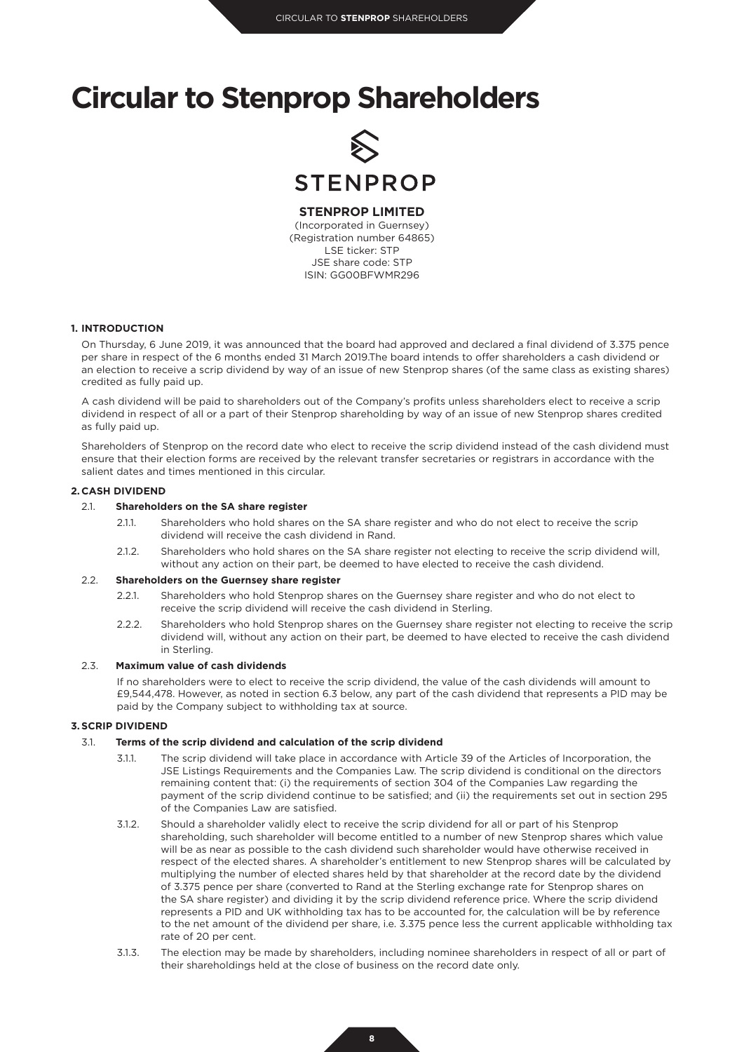# Circular to Stenprop Shareholders

**STENPROP**

**STENPROP LIMITED**
(Incorporated in Guernsey)
(Registration number 64865)
LSE ticker: STP
JSE share code: STP
ISIN: GG00BFWMR296

**1. INTRODUCTION**

On Thursday, 6 June 2019, it was announced that the board had approved and declared a final dividend of 3.375 pence per share in respect of the 6 months ended 31 March 2019.The board intends to offer shareholders a cash dividend or an election to receive a scrip dividend by way of an issue of new Stenprop shares (of the same class as existing shares) credited as fully paid up.

A cash dividend will be paid to shareholders out of the Company's profits unless shareholders elect to receive a scrip dividend in respect of all or a part of their Stenprop shareholding by way of an issue of new Stenprop shares credited as fully paid up.

Shareholders of Stenprop on the record date who elect to receive the scrip dividend instead of the cash dividend must ensure that their election forms are received by the relevant transfer secretaries or registrars in accordance with the salient dates and times mentioned in this circular.

**2. CASH DIVIDEND**

2.1. **Shareholders on the SA share register**

2.1.1. Shareholders who hold shares on the SA share register and who do not elect to receive the scrip dividend will receive the cash dividend in Rand.

2.1.2. Shareholders who hold shares on the SA share register not electing to receive the scrip dividend will, without any action on their part, be deemed to have elected to receive the cash dividend.

2.2. **Shareholders on the Guernsey share register**

2.2.1. Shareholders who hold Stenprop shares on the Guernsey share register and who do not elect to receive the scrip dividend will receive the cash dividend in Sterling.

2.2.2. Shareholders who hold Stenprop shares on the Guernsey share register not electing to receive the scrip dividend will, without any action on their part, be deemed to have elected to receive the cash dividend in Sterling.

2.3. **Maximum value of cash dividends**

If no shareholders were to elect to receive the scrip dividend, the value of the cash dividends will amount to £9,544,478. However, as noted in section 6.3 below, any part of the cash dividend that represents a PID may be paid by the Company subject to withholding tax at source.

**3. SCRIP DIVIDEND**

3.1. **Terms of the scrip dividend and calculation of the scrip dividend**

3.1.1. The scrip dividend will take place in accordance with Article 39 of the Articles of Incorporation, the JSE Listings Requirements and the Companies Law. The scrip dividend is conditional on the directors remaining content that: (i) the requirements of section 304 of the Companies Law regarding the payment of the scrip dividend continue to be satisfied; and (ii) the requirements set out in section 295 of the Companies Law are satisfied.

3.1.2. Should a shareholder validly elect to receive the scrip dividend for all or part of his Stenprop shareholding, such shareholder will become entitled to a number of new Stenprop shares which value will be as near as possible to the cash dividend such shareholder would have otherwise received in respect of the elected shares. A shareholder's entitlement to new Stenprop shares will be calculated by multiplying the number of elected shares held by that shareholder at the record date by the dividend of 3.375 pence per share (converted to Rand at the Sterling exchange rate for Stenprop shares on the SA share register) and dividing it by the scrip dividend reference price. Where the scrip dividend represents a PID and UK withholding tax has to be accounted for, the calculation will be by reference to the net amount of the dividend per share, i.e. 3.375 pence less the current applicable withholding tax rate of 20 per cent.

3.1.3. The election may be made by shareholders, including nominee shareholders in respect of all or part of their shareholdings held at the close of business on the record date only.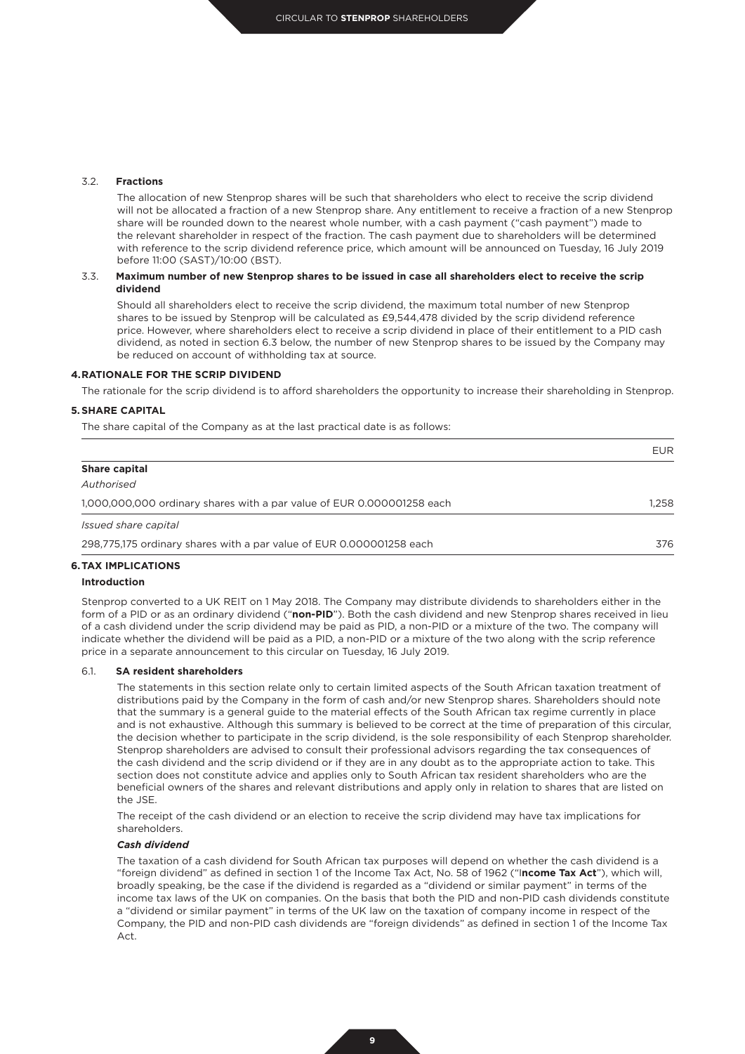### 3.2. Fractions

The allocation of new Stenprop shares will be such that shareholders who elect to receive the scrip dividend will not be allocated a fraction of a new Stenprop share. Any entitlement to receive a fraction of a new Stenprop share will be rounded down to the nearest whole number, with a cash payment ("cash payment") made to the relevant shareholder in respect of the fraction. The cash payment due to shareholders will be determined with reference to the scrip dividend reference price, which amount will be announced on Tuesday, 16 July 2019 before 11:00 (SAST)/10:00 (BST).

### 3.3. Maximum number of new Stenprop shares to be issued in case all shareholders elect to receive the scrip dividend

Should all shareholders elect to receive the scrip dividend, the maximum total number of new Stenprop shares to be issued by Stenprop will be calculated as £9,544,478 divided by the scrip dividend reference price. However, where shareholders elect to receive a scrip dividend in place of their entitlement to a PID cash dividend, as noted in section 6.3 below, the number of new Stenprop shares to be issued by the Company may be reduced on account of withholding tax at source.

## 4. RATIONALE FOR THE SCRIP DIVIDEND

The rationale for the scrip dividend is to afford shareholders the opportunity to increase their shareholding in Stenprop.

## 5. SHARE CAPITAL

The share capital of the Company as at the last practical date is as follows:

| | EUR |
|---|---|
| **Share capital** | |
| *Authorised* | |
| 1,000,000,000 ordinary shares with a par value of EUR 0.000001258 each | 1,258 |
| *Issued share capital* | |
| 298,775,175 ordinary shares with a par value of EUR 0.000001258 each | 376 |

## 6. TAX IMPLICATIONS

### Introduction

Stenprop converted to a UK REIT on 1 May 2018. The Company may distribute dividends to shareholders either in the form of a PID or as an ordinary dividend ("**non-PID**"). Both the cash dividend and new Stenprop shares received in lieu of a cash dividend under the scrip dividend may be paid as PID, a non-PID or a mixture of the two. The company will indicate whether the dividend will be paid as a PID, a non-PID or a mixture of the two along with the scrip reference price in a separate announcement to this circular on Tuesday, 16 July 2019.

### 6.1. SA resident shareholders

The statements in this section relate only to certain limited aspects of the South African taxation treatment of distributions paid by the Company in the form of cash and/or new Stenprop shares. Shareholders should note that the summary is a general guide to the material effects of the South African tax regime currently in place and is not exhaustive. Although this summary is believed to be correct at the time of preparation of this circular, the decision whether to participate in the scrip dividend, is the sole responsibility of each Stenprop shareholder. Stenprop shareholders are advised to consult their professional advisors regarding the tax consequences of the cash dividend and the scrip dividend or if they are in any doubt as to the appropriate action to take. This section does not constitute advice and applies only to South African tax resident shareholders who are the beneficial owners of the shares and relevant distributions and apply only in relation to shares that are listed on the JSE.

The receipt of the cash dividend or an election to receive the scrip dividend may have tax implications for shareholders.

***Cash dividend***

The taxation of a cash dividend for South African tax purposes will depend on whether the cash dividend is a "foreign dividend" as defined in section 1 of the Income Tax Act, No. 58 of 1962 ("**Income Tax Act**"), which will, broadly speaking, be the case if the dividend is regarded as a "dividend or similar payment" in terms of the income tax laws of the UK on companies. On the basis that both the PID and non-PID cash dividends constitute a "dividend or similar payment" in terms of the UK law on the taxation of company income in respect of the Company, the PID and non-PID cash dividends are "foreign dividends" as defined in section 1 of the Income Tax Act.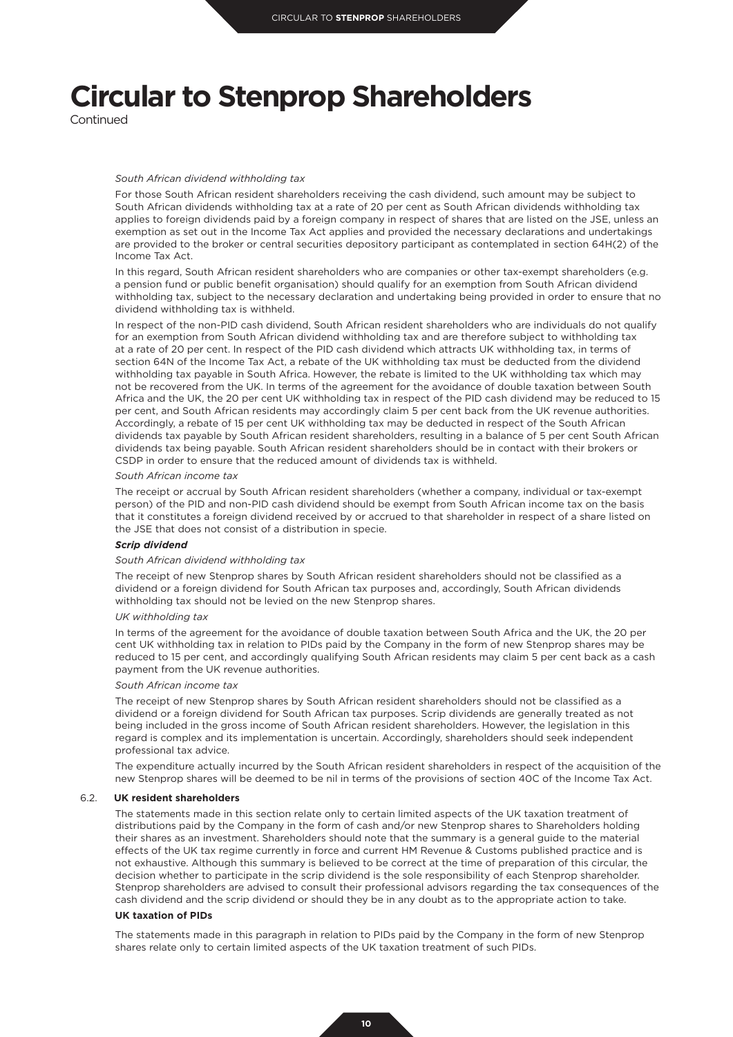# Circular to Stenprop Shareholders

Continued

*South African dividend withholding tax*

For those South African resident shareholders receiving the cash dividend, such amount may be subject to South African dividends withholding tax at a rate of 20 per cent as South African dividends withholding tax applies to foreign dividends paid by a foreign company in respect of shares that are listed on the JSE, unless an exemption as set out in the Income Tax Act applies and provided the necessary declarations and undertakings are provided to the broker or central securities depository participant as contemplated in section 64H(2) of the Income Tax Act.

In this regard, South African resident shareholders who are companies or other tax-exempt shareholders (e.g. a pension fund or public benefit organisation) should qualify for an exemption from South African dividend withholding tax, subject to the necessary declaration and undertaking being provided in order to ensure that no dividend withholding tax is withheld.

In respect of the non-PID cash dividend, South African resident shareholders who are individuals do not qualify for an exemption from South African dividend withholding tax and are therefore subject to withholding tax at a rate of 20 per cent. In respect of the PID cash dividend which attracts UK withholding tax, in terms of section 64N of the Income Tax Act, a rebate of the UK withholding tax must be deducted from the dividend withholding tax payable in South Africa. However, the rebate is limited to the UK withholding tax which may not be recovered from the UK. In terms of the agreement for the avoidance of double taxation between South Africa and the UK, the 20 per cent UK withholding tax in respect of the PID cash dividend may be reduced to 15 per cent, and South African residents may accordingly claim 5 per cent back from the UK revenue authorities. Accordingly, a rebate of 15 per cent UK withholding tax may be deducted in respect of the South African dividends tax payable by South African resident shareholders, resulting in a balance of 5 per cent South African dividends tax being payable. South African resident shareholders should be in contact with their brokers or CSDP in order to ensure that the reduced amount of dividends tax is withheld.

*South African income tax*

The receipt or accrual by South African resident shareholders (whether a company, individual or tax-exempt person) of the PID and non-PID cash dividend should be exempt from South African income tax on the basis that it constitutes a foreign dividend received by or accrued to that shareholder in respect of a share listed on the JSE that does not consist of a distribution in specie.

***Scrip dividend***

*South African dividend withholding tax*

The receipt of new Stenprop shares by South African resident shareholders should not be classified as a dividend or a foreign dividend for South African tax purposes and, accordingly, South African dividends withholding tax should not be levied on the new Stenprop shares.

*UK withholding tax*

In terms of the agreement for the avoidance of double taxation between South Africa and the UK, the 20 per cent UK withholding tax in relation to PIDs paid by the Company in the form of new Stenprop shares may be reduced to 15 per cent, and accordingly qualifying South African residents may claim 5 per cent back as a cash payment from the UK revenue authorities.

*South African income tax*

The receipt of new Stenprop shares by South African resident shareholders should not be classified as a dividend or a foreign dividend for South African tax purposes. Scrip dividends are generally treated as not being included in the gross income of South African resident shareholders. However, the legislation in this regard is complex and its implementation is uncertain. Accordingly, shareholders should seek independent professional tax advice.

The expenditure actually incurred by the South African resident shareholders in respect of the acquisition of the new Stenprop shares will be deemed to be nil in terms of the provisions of section 40C of the Income Tax Act.

6.2. **UK resident shareholders**

The statements made in this section relate only to certain limited aspects of the UK taxation treatment of distributions paid by the Company in the form of cash and/or new Stenprop shares to Shareholders holding their shares as an investment. Shareholders should note that the summary is a general guide to the material effects of the UK tax regime currently in force and current HM Revenue & Customs published practice and is not exhaustive. Although this summary is believed to be correct at the time of preparation of this circular, the decision whether to participate in the scrip dividend is the sole responsibility of each Stenprop shareholder. Stenprop shareholders are advised to consult their professional advisors regarding the tax consequences of the cash dividend and the scrip dividend or should they be in any doubt as to the appropriate action to take.

**UK taxation of PIDs**

The statements made in this paragraph in relation to PIDs paid by the Company in the form of new Stenprop shares relate only to certain limited aspects of the UK taxation treatment of such PIDs.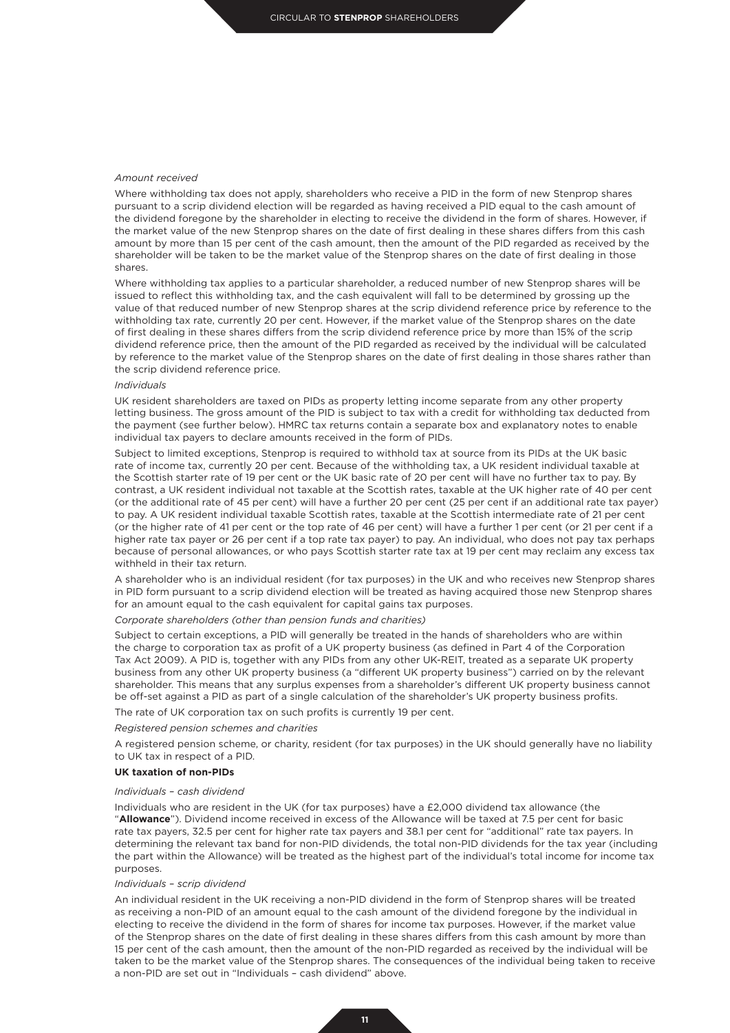*Amount received*

Where withholding tax does not apply, shareholders who receive a PID in the form of new Stenprop shares pursuant to a scrip dividend election will be regarded as having received a PID equal to the cash amount of the dividend foregone by the shareholder in electing to receive the dividend in the form of shares. However, if the market value of the new Stenprop shares on the date of first dealing in these shares differs from this cash amount by more than 15 per cent of the cash amount, then the amount of the PID regarded as received by the shareholder will be taken to be the market value of the Stenprop shares on the date of first dealing in those shares.

Where withholding tax applies to a particular shareholder, a reduced number of new Stenprop shares will be issued to reflect this withholding tax, and the cash equivalent will fall to be determined by grossing up the value of that reduced number of new Stenprop shares at the scrip dividend reference price by reference to the withholding tax rate, currently 20 per cent. However, if the market value of the Stenprop shares on the date of first dealing in these shares differs from the scrip dividend reference price by more than 15% of the scrip dividend reference price, then the amount of the PID regarded as received by the individual will be calculated by reference to the market value of the Stenprop shares on the date of first dealing in those shares rather than the scrip dividend reference price.

*Individuals*

UK resident shareholders are taxed on PIDs as property letting income separate from any other property letting business. The gross amount of the PID is subject to tax with a credit for withholding tax deducted from the payment (see further below). HMRC tax returns contain a separate box and explanatory notes to enable individual tax payers to declare amounts received in the form of PIDs.

Subject to limited exceptions, Stenprop is required to withhold tax at source from its PIDs at the UK basic rate of income tax, currently 20 per cent. Because of the withholding tax, a UK resident individual taxable at the Scottish starter rate of 19 per cent or the UK basic rate of 20 per cent will have no further tax to pay. By contrast, a UK resident individual not taxable at the Scottish rates, taxable at the UK higher rate of 40 per cent (or the additional rate of 45 per cent) will have a further 20 per cent (25 per cent if an additional rate tax payer) to pay. A UK resident individual taxable Scottish rates, taxable at the Scottish intermediate rate of 21 per cent (or the higher rate of 41 per cent or the top rate of 46 per cent) will have a further 1 per cent (or 21 per cent if a higher rate tax payer or 26 per cent if a top rate tax payer) to pay. An individual, who does not pay tax perhaps because of personal allowances, or who pays Scottish starter rate tax at 19 per cent may reclaim any excess tax withheld in their tax return.

A shareholder who is an individual resident (for tax purposes) in the UK and who receives new Stenprop shares in PID form pursuant to a scrip dividend election will be treated as having acquired those new Stenprop shares for an amount equal to the cash equivalent for capital gains tax purposes.

*Corporate shareholders (other than pension funds and charities)*

Subject to certain exceptions, a PID will generally be treated in the hands of shareholders who are within the charge to corporation tax as profit of a UK property business (as defined in Part 4 of the Corporation Tax Act 2009). A PID is, together with any PIDs from any other UK-REIT, treated as a separate UK property business from any other UK property business (a "different UK property business") carried on by the relevant shareholder. This means that any surplus expenses from a shareholder's different UK property business cannot be off-set against a PID as part of a single calculation of the shareholder's UK property business profits.

The rate of UK corporation tax on such profits is currently 19 per cent.

*Registered pension schemes and charities*

A registered pension scheme, or charity, resident (for tax purposes) in the UK should generally have no liability to UK tax in respect of a PID.

**UK taxation of non-PIDs**

*Individuals – cash dividend*

Individuals who are resident in the UK (for tax purposes) have a £2,000 dividend tax allowance (the "**Allowance**"). Dividend income received in excess of the Allowance will be taxed at 7.5 per cent for basic rate tax payers, 32.5 per cent for higher rate tax payers and 38.1 per cent for "additional" rate tax payers. In determining the relevant tax band for non-PID dividends, the total non-PID dividends for the tax year (including the part within the Allowance) will be treated as the highest part of the individual's total income for income tax purposes.

*Individuals – scrip dividend*

An individual resident in the UK receiving a non-PID dividend in the form of Stenprop shares will be treated as receiving a non-PID of an amount equal to the cash amount of the dividend foregone by the individual in electing to receive the dividend in the form of shares for income tax purposes. However, if the market value of the Stenprop shares on the date of first dealing in these shares differs from this cash amount by more than 15 per cent of the cash amount, then the amount of the non-PID regarded as received by the individual will be taken to be the market value of the Stenprop shares. The consequences of the individual being taken to receive a non-PID are set out in "Individuals – cash dividend" above.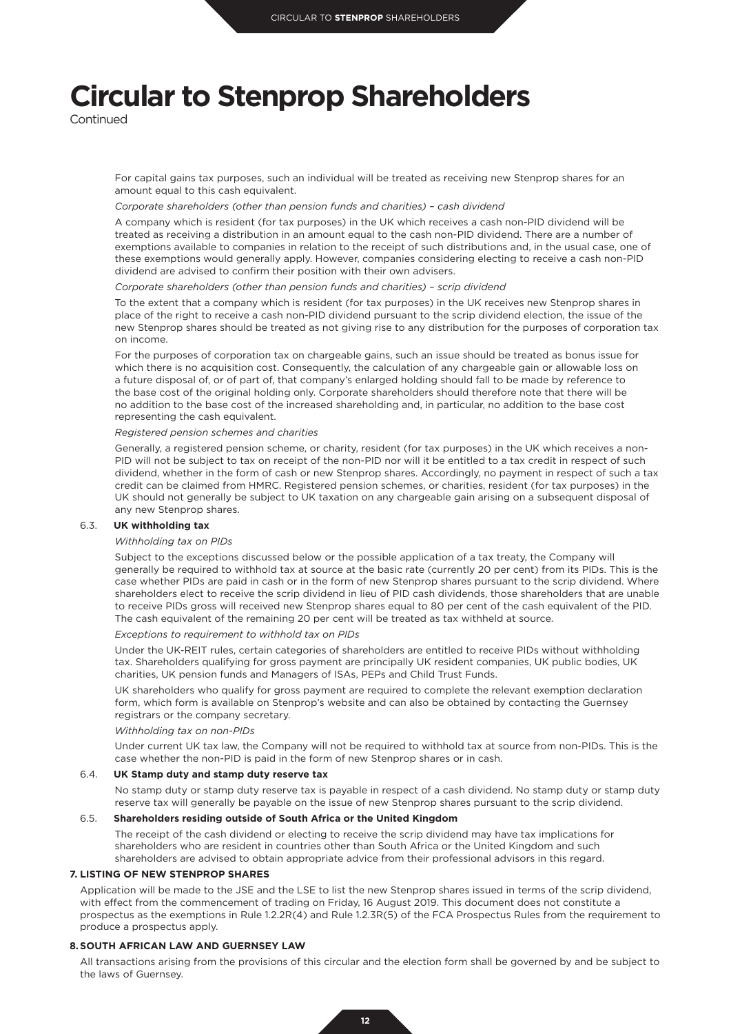# Circular to Stenprop Shareholders

Continued

For capital gains tax purposes, such an individual will be treated as receiving new Stenprop shares for an amount equal to this cash equivalent.

*Corporate shareholders (other than pension funds and charities) – cash dividend*

A company which is resident (for tax purposes) in the UK which receives a cash non-PID dividend will be treated as receiving a distribution in an amount equal to the cash non-PID dividend. There are a number of exemptions available to companies in relation to the receipt of such distributions and, in the usual case, one of these exemptions would generally apply. However, companies considering electing to receive a cash non-PID dividend are advised to confirm their position with their own advisers.

*Corporate shareholders (other than pension funds and charities) – scrip dividend*

To the extent that a company which is resident (for tax purposes) in the UK receives new Stenprop shares in place of the right to receive a cash non-PID dividend pursuant to the scrip dividend election, the issue of the new Stenprop shares should be treated as not giving rise to any distribution for the purposes of corporation tax on income.

For the purposes of corporation tax on chargeable gains, such an issue should be treated as bonus issue for which there is no acquisition cost. Consequently, the calculation of any chargeable gain or allowable loss on a future disposal of, or of part of, that company's enlarged holding should fall to be made by reference to the base cost of the original holding only. Corporate shareholders should therefore note that there will be no addition to the base cost of the increased shareholding and, in particular, no addition to the base cost representing the cash equivalent.

*Registered pension schemes and charities*

Generally, a registered pension scheme, or charity, resident (for tax purposes) in the UK which receives a non-PID will not be subject to tax on receipt of the non-PID nor will it be entitled to a tax credit in respect of such dividend, whether in the form of cash or new Stenprop shares. Accordingly, no payment in respect of such a tax credit can be claimed from HMRC. Registered pension schemes, or charities, resident (for tax purposes) in the UK should not generally be subject to UK taxation on any chargeable gain arising on a subsequent disposal of any new Stenprop shares.

### 6.3. UK withholding tax

*Withholding tax on PIDs*

Subject to the exceptions discussed below or the possible application of a tax treaty, the Company will generally be required to withhold tax at source at the basic rate (currently 20 per cent) from its PIDs. This is the case whether PIDs are paid in cash or in the form of new Stenprop shares pursuant to the scrip dividend. Where shareholders elect to receive the scrip dividend in lieu of PID cash dividends, those shareholders that are unable to receive PIDs gross will received new Stenprop shares equal to 80 per cent of the cash equivalent of the PID. The cash equivalent of the remaining 20 per cent will be treated as tax withheld at source.

*Exceptions to requirement to withhold tax on PIDs*

Under the UK-REIT rules, certain categories of shareholders are entitled to receive PIDs without withholding tax. Shareholders qualifying for gross payment are principally UK resident companies, UK public bodies, UK charities, UK pension funds and Managers of ISAs, PEPs and Child Trust Funds.

UK shareholders who qualify for gross payment are required to complete the relevant exemption declaration form, which form is available on Stenprop's website and can also be obtained by contacting the Guernsey registrars or the company secretary.

*Withholding tax on non-PIDs*

Under current UK tax law, the Company will not be required to withhold tax at source from non-PIDs. This is the case whether the non-PID is paid in the form of new Stenprop shares or in cash.

### 6.4. UK Stamp duty and stamp duty reserve tax

No stamp duty or stamp duty reserve tax is payable in respect of a cash dividend. No stamp duty or stamp duty reserve tax will generally be payable on the issue of new Stenprop shares pursuant to the scrip dividend.

### 6.5. Shareholders residing outside of South Africa or the United Kingdom

The receipt of the cash dividend or electing to receive the scrip dividend may have tax implications for shareholders who are resident in countries other than South Africa or the United Kingdom and such shareholders are advised to obtain appropriate advice from their professional advisors in this regard.

## 7. LISTING OF NEW STENPROP SHARES

Application will be made to the JSE and the LSE to list the new Stenprop shares issued in terms of the scrip dividend, with effect from the commencement of trading on Friday, 16 August 2019. This document does not constitute a prospectus as the exemptions in Rule 1.2.2R(4) and Rule 1.2.3R(5) of the FCA Prospectus Rules from the requirement to produce a prospectus apply.

## 8. SOUTH AFRICAN LAW AND GUERNSEY LAW

All transactions arising from the provisions of this circular and the election form shall be governed by and be subject to the laws of Guernsey.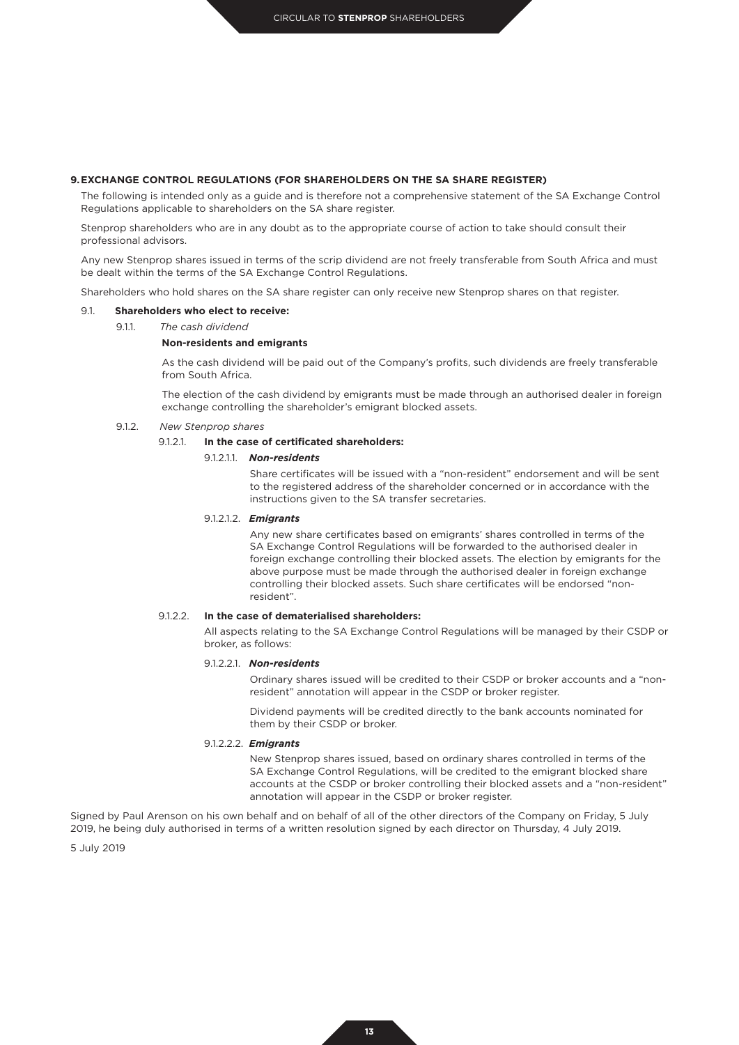## 9. EXCHANGE CONTROL REGULATIONS (FOR SHAREHOLDERS ON THE SA SHARE REGISTER)

The following is intended only as a guide and is therefore not a comprehensive statement of the SA Exchange Control Regulations applicable to shareholders on the SA share register.

Stenprop shareholders who are in any doubt as to the appropriate course of action to take should consult their professional advisors.

Any new Stenprop shares issued in terms of the scrip dividend are not freely transferable from South Africa and must be dealt within the terms of the SA Exchange Control Regulations.

Shareholders who hold shares on the SA share register can only receive new Stenprop shares on that register.

9.1. **Shareholders who elect to receive:**

9.1.1. *The cash dividend*

**Non-residents and emigrants**

As the cash dividend will be paid out of the Company's profits, such dividends are freely transferable from South Africa.

The election of the cash dividend by emigrants must be made through an authorised dealer in foreign exchange controlling the shareholder's emigrant blocked assets.

9.1.2. *New Stenprop shares*

9.1.2.1. **In the case of certificated shareholders:**

9.1.2.1.1. ***Non-residents***

Share certificates will be issued with a "non-resident" endorsement and will be sent to the registered address of the shareholder concerned or in accordance with the instructions given to the SA transfer secretaries.

9.1.2.1.2. ***Emigrants***

Any new share certificates based on emigrants' shares controlled in terms of the SA Exchange Control Regulations will be forwarded to the authorised dealer in foreign exchange controlling their blocked assets. The election by emigrants for the above purpose must be made through the authorised dealer in foreign exchange controlling their blocked assets. Such share certificates will be endorsed "non-resident".

9.1.2.2. **In the case of dematerialised shareholders:**

All aspects relating to the SA Exchange Control Regulations will be managed by their CSDP or broker, as follows:

9.1.2.2.1. ***Non-residents***

Ordinary shares issued will be credited to their CSDP or broker accounts and a "non-resident" annotation will appear in the CSDP or broker register.

Dividend payments will be credited directly to the bank accounts nominated for them by their CSDP or broker.

9.1.2.2.2. ***Emigrants***

New Stenprop shares issued, based on ordinary shares controlled in terms of the SA Exchange Control Regulations, will be credited to the emigrant blocked share accounts at the CSDP or broker controlling their blocked assets and a "non-resident" annotation will appear in the CSDP or broker register.

Signed by Paul Arenson on his own behalf and on behalf of all of the other directors of the Company on Friday, 5 July 2019, he being duly authorised in terms of a written resolution signed by each director on Thursday, 4 July 2019.

5 July 2019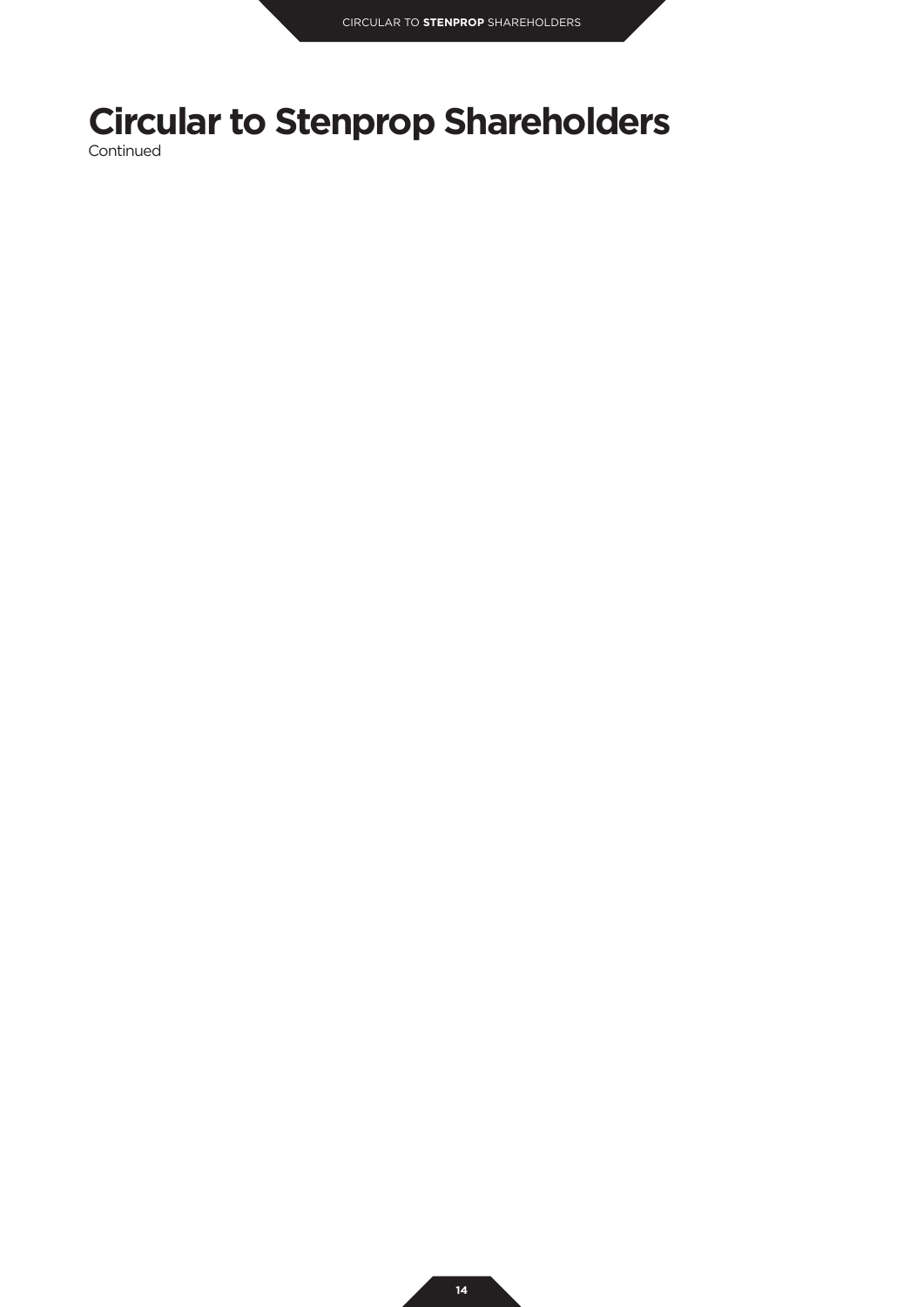# Circular to Stenprop Shareholders

Continued